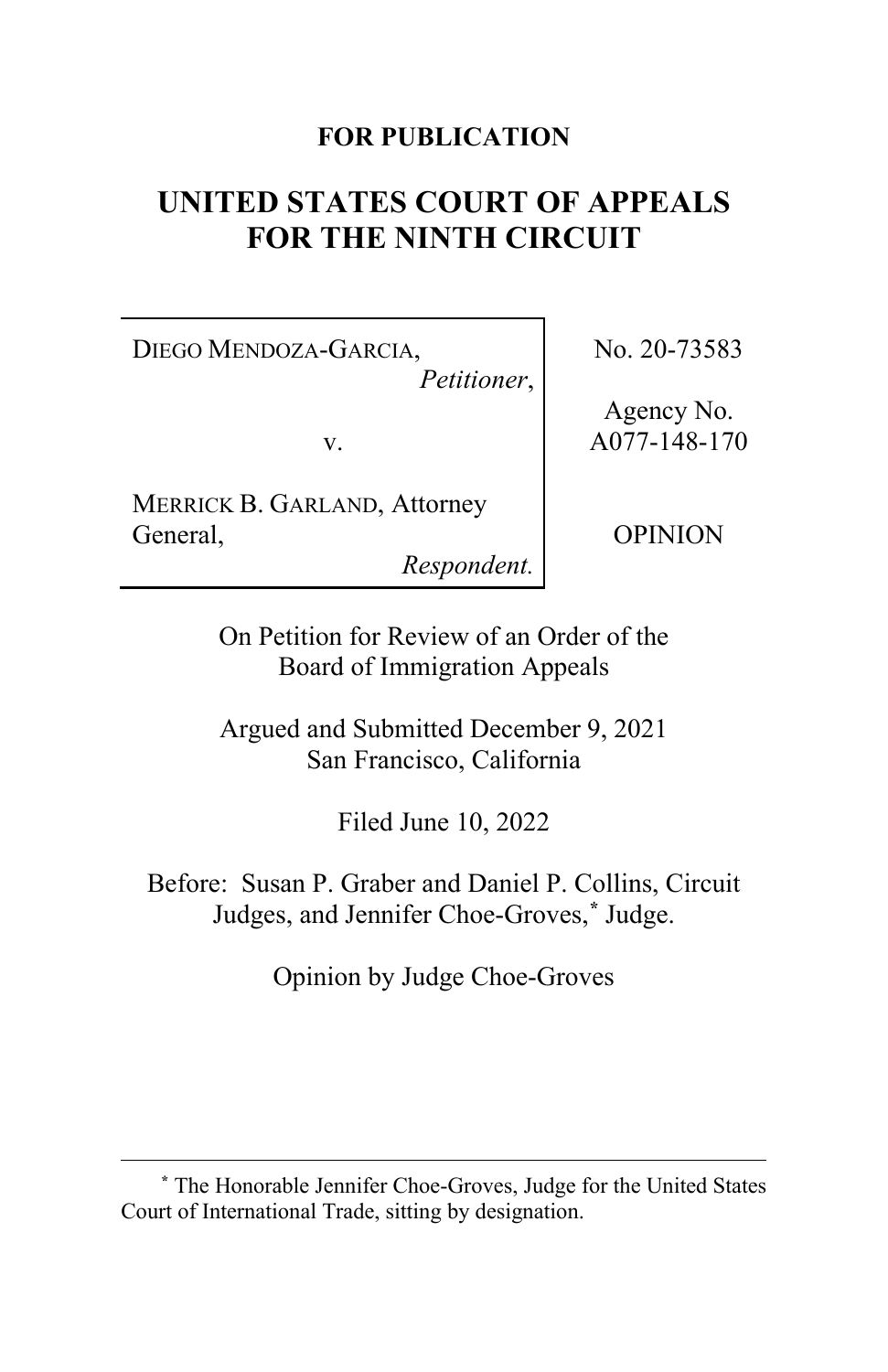**FOR PUBLICATION**

# UNITED STATES COURT OF APPEALS FOR THE NINTH CIRCUIT

| | |
|---|---|
| DIEGO MENDOZA-GARCIA, *Petitioner*, v. MERRICK B. GARLAND, Attorney General, *Respondent.* | No. 20-73583 <br> Agency No. A077-148-170 <br> OPINION |

On Petition for Review of an Order of the Board of Immigration Appeals

Argued and Submitted December 9, 2021
San Francisco, California

Filed June 10, 2022

Before: Susan P. Graber and Daniel P. Collins, Circuit Judges, and Jennifer Choe-Groves,* Judge.

Opinion by Judge Choe-Groves

---

* The Honorable Jennifer Choe-Groves, Judge for the United States Court of International Trade, sitting by designation.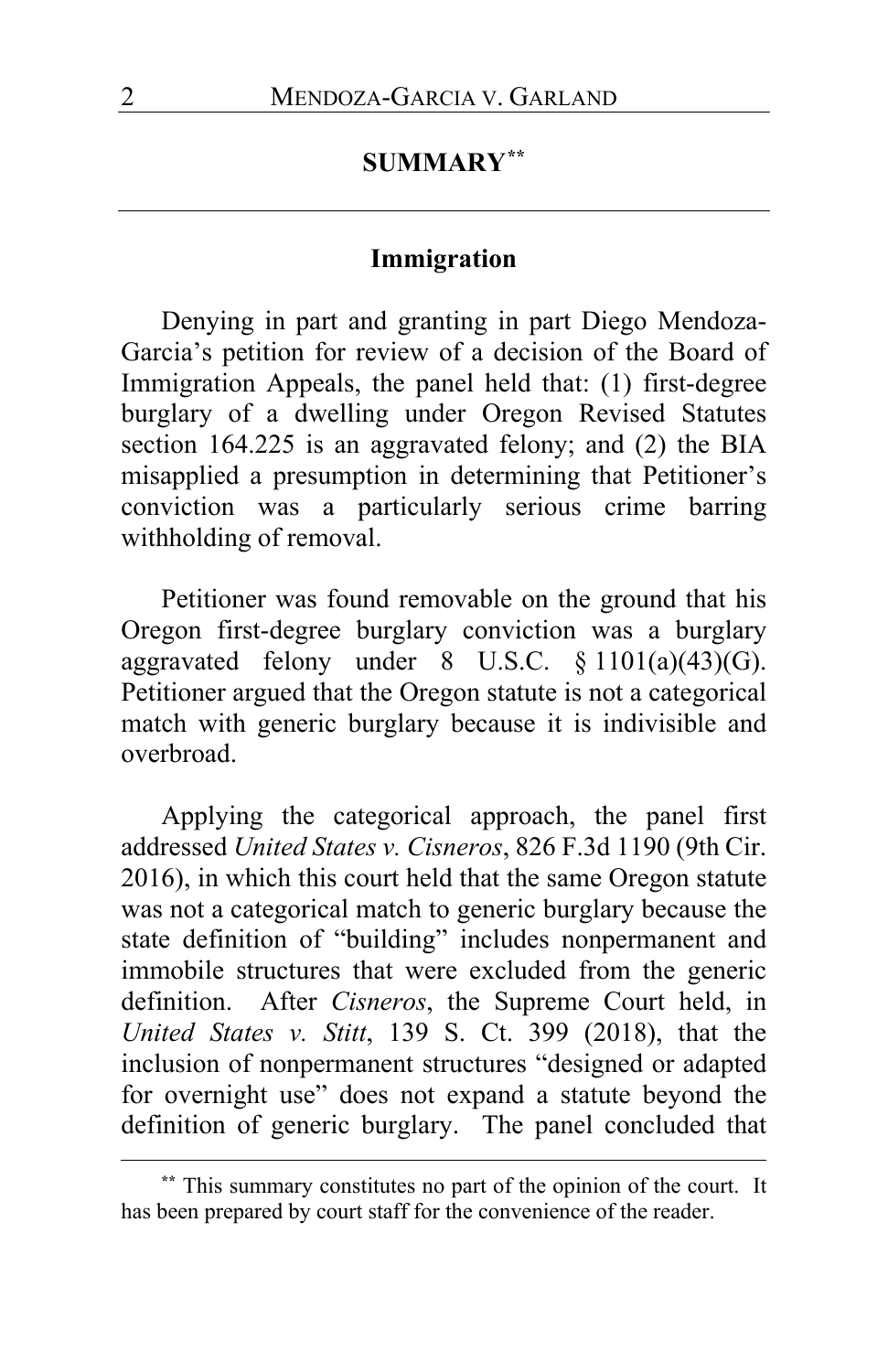## SUMMARY[**]

### Immigration

Denying in part and granting in part Diego Mendoza-Garcia's petition for review of a decision of the Board of Immigration Appeals, the panel held that: (1) first-degree burglary of a dwelling under Oregon Revised Statutes section 164.225 is an aggravated felony; and (2) the BIA misapplied a presumption in determining that Petitioner's conviction was a particularly serious crime barring withholding of removal.

Petitioner was found removable on the ground that his Oregon first-degree burglary conviction was a burglary aggravated felony under 8 U.S.C. § 1101(a)(43)(G). Petitioner argued that the Oregon statute is not a categorical match with generic burglary because it is indivisible and overbroad.

Applying the categorical approach, the panel first addressed *United States v. Cisneros*, 826 F.3d 1190 (9th Cir. 2016), in which this court held that the same Oregon statute was not a categorical match to generic burglary because the state definition of "building" includes nonpermanent and immobile structures that were excluded from the generic definition. After *Cisneros*, the Supreme Court held, in *United States v. Stitt*, 139 S. Ct. 399 (2018), that the inclusion of nonpermanent structures "designed or adapted for overnight use" does not expand a statute beyond the definition of generic burglary. The panel concluded that

[**] This summary constitutes no part of the opinion of the court. It has been prepared by court staff for the convenience of the reader.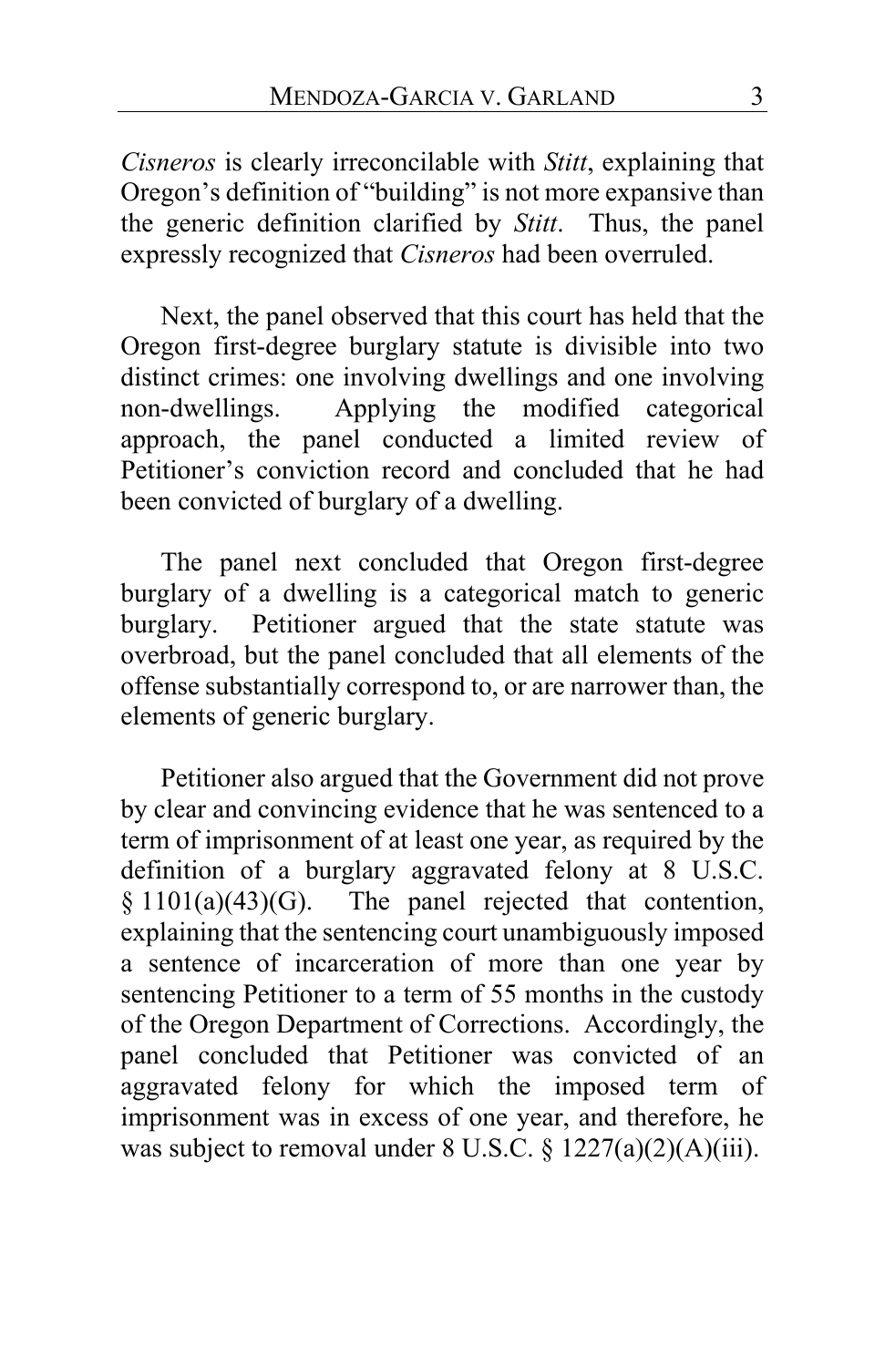*Cisneros* is clearly irreconcilable with *Stitt*, explaining that Oregon's definition of "building" is not more expansive than the generic definition clarified by *Stitt*. Thus, the panel expressly recognized that *Cisneros* had been overruled.

Next, the panel observed that this court has held that the Oregon first-degree burglary statute is divisible into two distinct crimes: one involving dwellings and one involving non-dwellings. Applying the modified categorical approach, the panel conducted a limited review of Petitioner's conviction record and concluded that he had been convicted of burglary of a dwelling.

The panel next concluded that Oregon first-degree burglary of a dwelling is a categorical match to generic burglary. Petitioner argued that the state statute was overbroad, but the panel concluded that all elements of the offense substantially correspond to, or are narrower than, the elements of generic burglary.

Petitioner also argued that the Government did not prove by clear and convincing evidence that he was sentenced to a term of imprisonment of at least one year, as required by the definition of a burglary aggravated felony at 8 U.S.C. § 1101(a)(43)(G). The panel rejected that contention, explaining that the sentencing court unambiguously imposed a sentence of incarceration of more than one year by sentencing Petitioner to a term of 55 months in the custody of the Oregon Department of Corrections. Accordingly, the panel concluded that Petitioner was convicted of an aggravated felony for which the imposed term of imprisonment was in excess of one year, and therefore, he was subject to removal under 8 U.S.C. § 1227(a)(2)(A)(iii).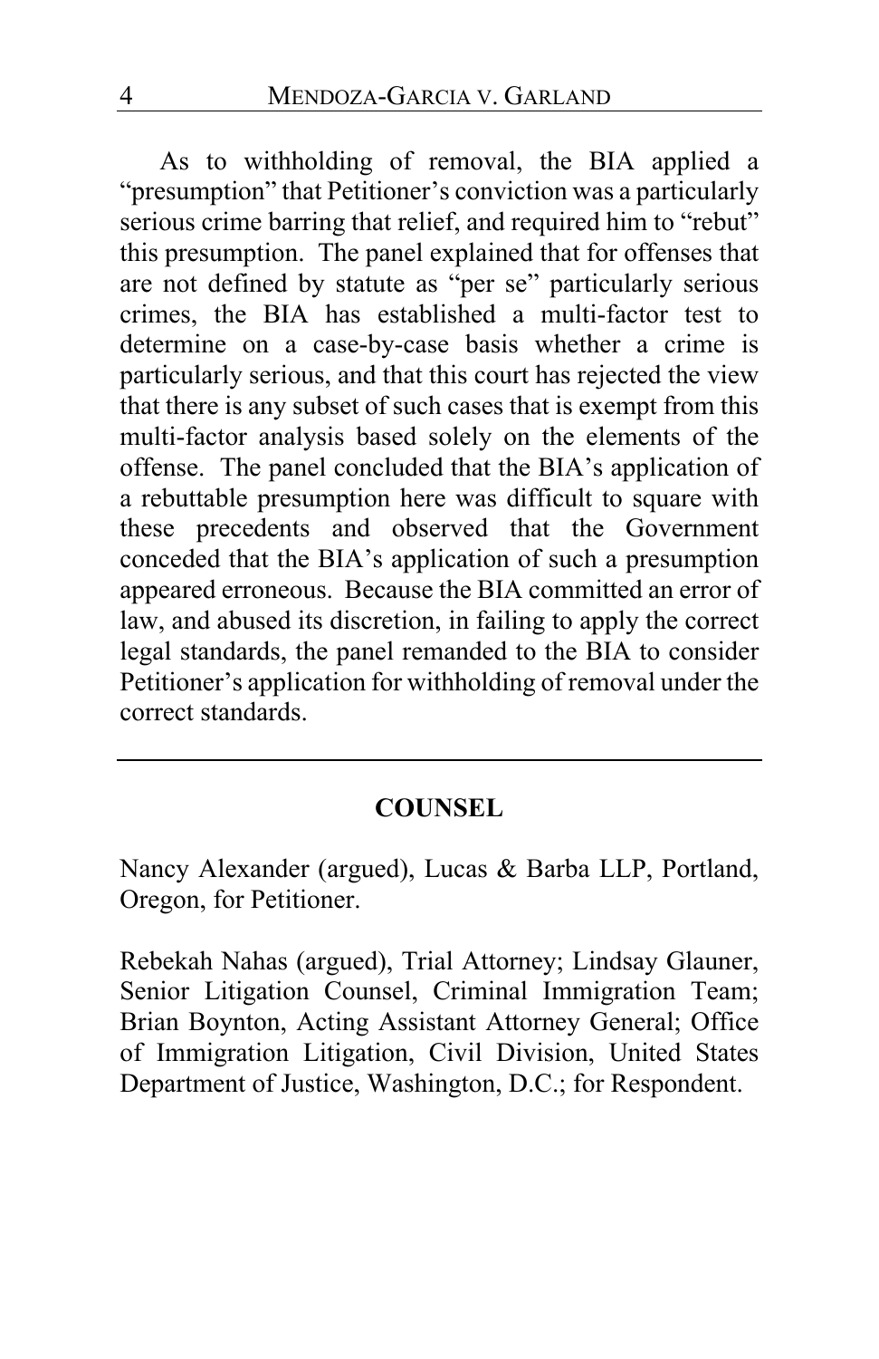As to withholding of removal, the BIA applied a "presumption" that Petitioner's conviction was a particularly serious crime barring that relief, and required him to "rebut" this presumption. The panel explained that for offenses that are not defined by statute as "per se" particularly serious crimes, the BIA has established a multi-factor test to determine on a case-by-case basis whether a crime is particularly serious, and that this court has rejected the view that there is any subset of such cases that is exempt from this multi-factor analysis based solely on the elements of the offense. The panel concluded that the BIA's application of a rebuttable presumption here was difficult to square with these precedents and observed that the Government conceded that the BIA's application of such a presumption appeared erroneous. Because the BIA committed an error of law, and abused its discretion, in failing to apply the correct legal standards, the panel remanded to the BIA to consider Petitioner's application for withholding of removal under the correct standards.

---

## COUNSEL

Nancy Alexander (argued), Lucas & Barba LLP, Portland, Oregon, for Petitioner.

Rebekah Nahas (argued), Trial Attorney; Lindsay Glauner, Senior Litigation Counsel, Criminal Immigration Team; Brian Boynton, Acting Assistant Attorney General; Office of Immigration Litigation, Civil Division, United States Department of Justice, Washington, D.C.; for Respondent.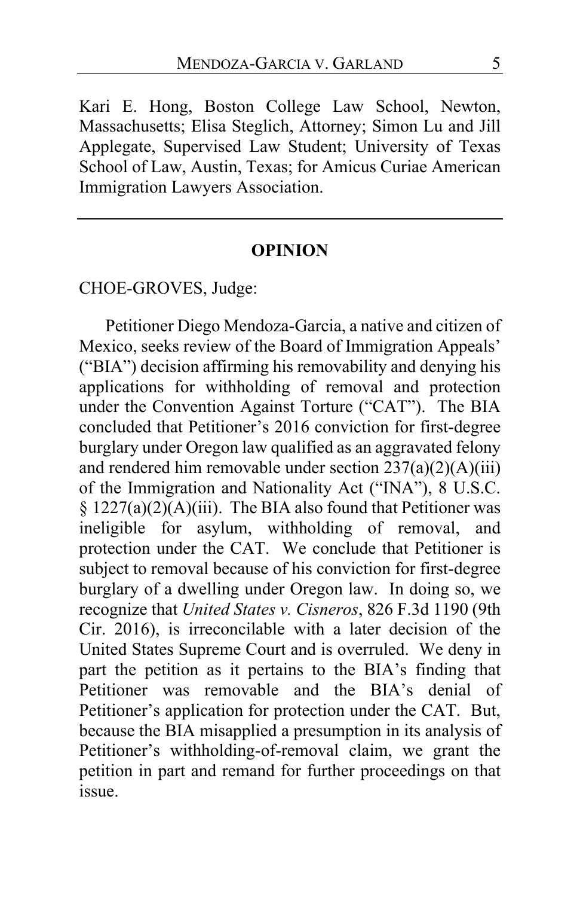Kari E. Hong, Boston College Law School, Newton, Massachusetts; Elisa Steglich, Attorney; Simon Lu and Jill Applegate, Supervised Law Student; University of Texas School of Law, Austin, Texas; for Amicus Curiae American Immigration Lawyers Association.

---

## OPINION

CHOE-GROVES, Judge:

Petitioner Diego Mendoza-Garcia, a native and citizen of Mexico, seeks review of the Board of Immigration Appeals' ("BIA") decision affirming his removability and denying his applications for withholding of removal and protection under the Convention Against Torture ("CAT"). The BIA concluded that Petitioner's 2016 conviction for first-degree burglary under Oregon law qualified as an aggravated felony and rendered him removable under section 237(a)(2)(A)(iii) of the Immigration and Nationality Act ("INA"), 8 U.S.C. § 1227(a)(2)(A)(iii). The BIA also found that Petitioner was ineligible for asylum, withholding of removal, and protection under the CAT. We conclude that Petitioner is subject to removal because of his conviction for first-degree burglary of a dwelling under Oregon law. In doing so, we recognize that *United States v. Cisneros*, 826 F.3d 1190 (9th Cir. 2016), is irreconcilable with a later decision of the United States Supreme Court and is overruled. We deny in part the petition as it pertains to the BIA's finding that Petitioner was removable and the BIA's denial of Petitioner's application for protection under the CAT. But, because the BIA misapplied a presumption in its analysis of Petitioner's withholding-of-removal claim, we grant the petition in part and remand for further proceedings on that issue.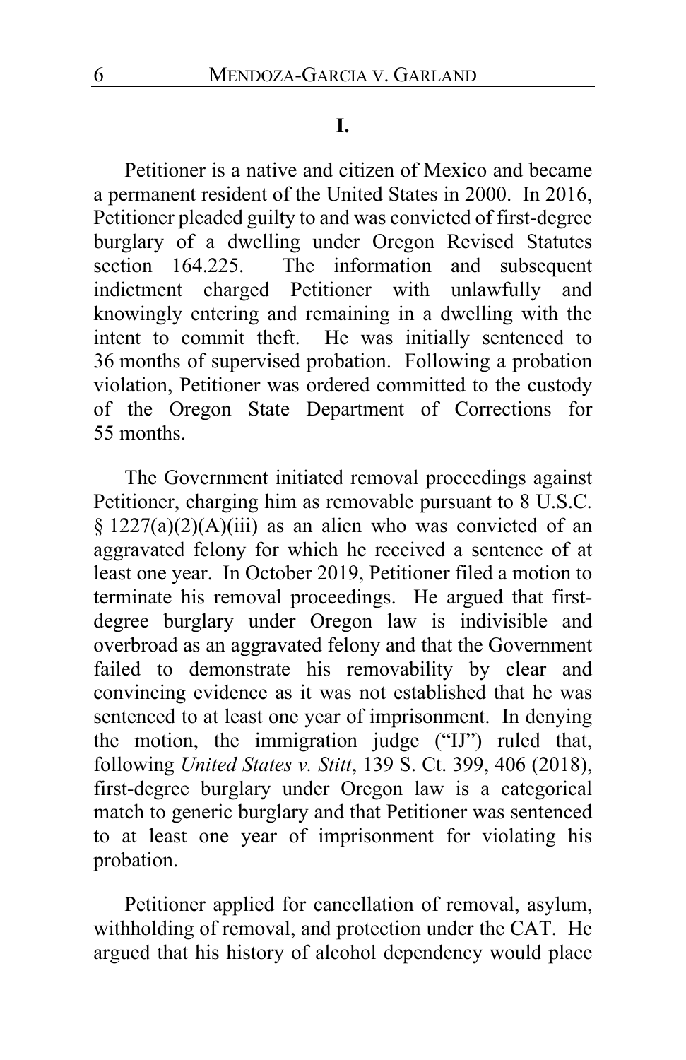## I.

Petitioner is a native and citizen of Mexico and became a permanent resident of the United States in 2000. In 2016, Petitioner pleaded guilty to and was convicted of first-degree burglary of a dwelling under Oregon Revised Statutes section 164.225. The information and subsequent indictment charged Petitioner with unlawfully and knowingly entering and remaining in a dwelling with the intent to commit theft. He was initially sentenced to 36 months of supervised probation. Following a probation violation, Petitioner was ordered committed to the custody of the Oregon State Department of Corrections for 55 months.

The Government initiated removal proceedings against Petitioner, charging him as removable pursuant to 8 U.S.C. § 1227(a)(2)(A)(iii) as an alien who was convicted of an aggravated felony for which he received a sentence of at least one year. In October 2019, Petitioner filed a motion to terminate his removal proceedings. He argued that first-degree burglary under Oregon law is indivisible and overbroad as an aggravated felony and that the Government failed to demonstrate his removability by clear and convincing evidence as it was not established that he was sentenced to at least one year of imprisonment. In denying the motion, the immigration judge ("IJ") ruled that, following *United States v. Stitt*, 139 S. Ct. 399, 406 (2018), first-degree burglary under Oregon law is a categorical match to generic burglary and that Petitioner was sentenced to at least one year of imprisonment for violating his probation.

Petitioner applied for cancellation of removal, asylum, withholding of removal, and protection under the CAT. He argued that his history of alcohol dependency would place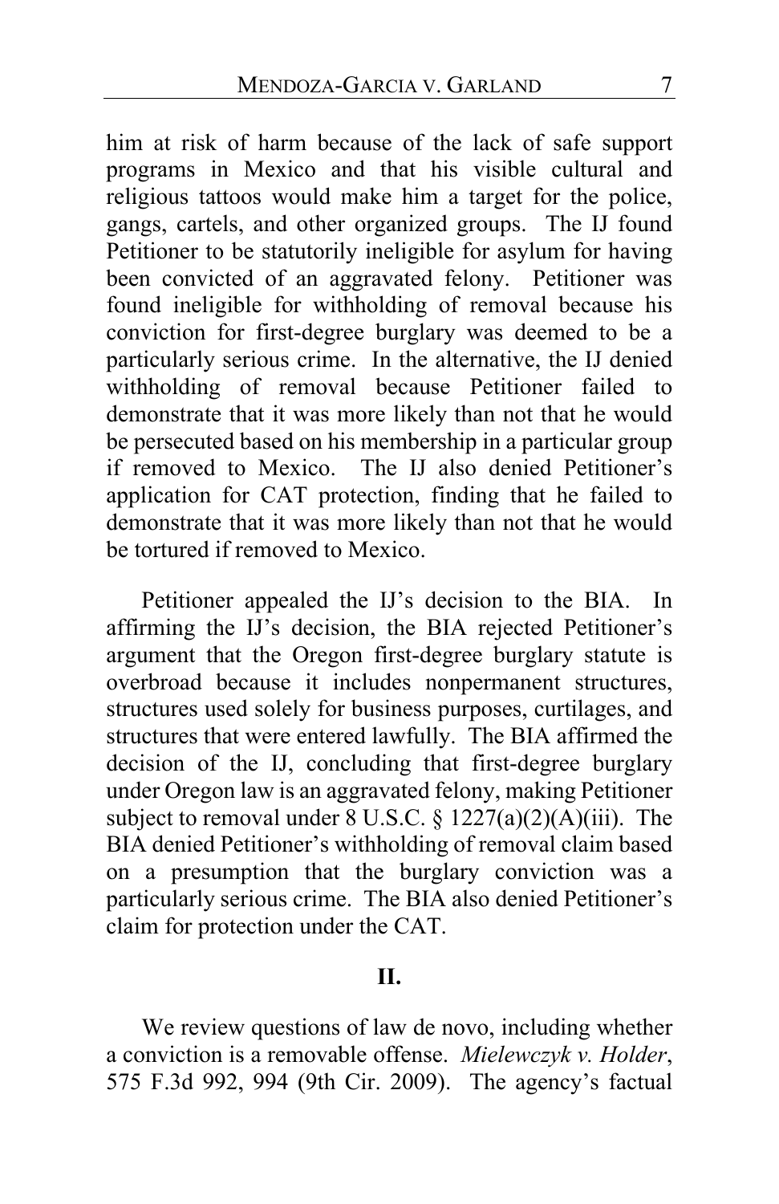him at risk of harm because of the lack of safe support programs in Mexico and that his visible cultural and religious tattoos would make him a target for the police, gangs, cartels, and other organized groups. The IJ found Petitioner to be statutorily ineligible for asylum for having been convicted of an aggravated felony. Petitioner was found ineligible for withholding of removal because his conviction for first-degree burglary was deemed to be a particularly serious crime. In the alternative, the IJ denied withholding of removal because Petitioner failed to demonstrate that it was more likely than not that he would be persecuted based on his membership in a particular group if removed to Mexico. The IJ also denied Petitioner's application for CAT protection, finding that he failed to demonstrate that it was more likely than not that he would be tortured if removed to Mexico.

Petitioner appealed the IJ's decision to the BIA. In affirming the IJ's decision, the BIA rejected Petitioner's argument that the Oregon first-degree burglary statute is overbroad because it includes nonpermanent structures, structures used solely for business purposes, curtilages, and structures that were entered lawfully. The BIA affirmed the decision of the IJ, concluding that first-degree burglary under Oregon law is an aggravated felony, making Petitioner subject to removal under 8 U.S.C. § 1227(a)(2)(A)(iii). The BIA denied Petitioner's withholding of removal claim based on a presumption that the burglary conviction was a particularly serious crime. The BIA also denied Petitioner's claim for protection under the CAT.

## II.

We review questions of law de novo, including whether a conviction is a removable offense. *Mielewczyk v. Holder*, 575 F.3d 992, 994 (9th Cir. 2009). The agency's factual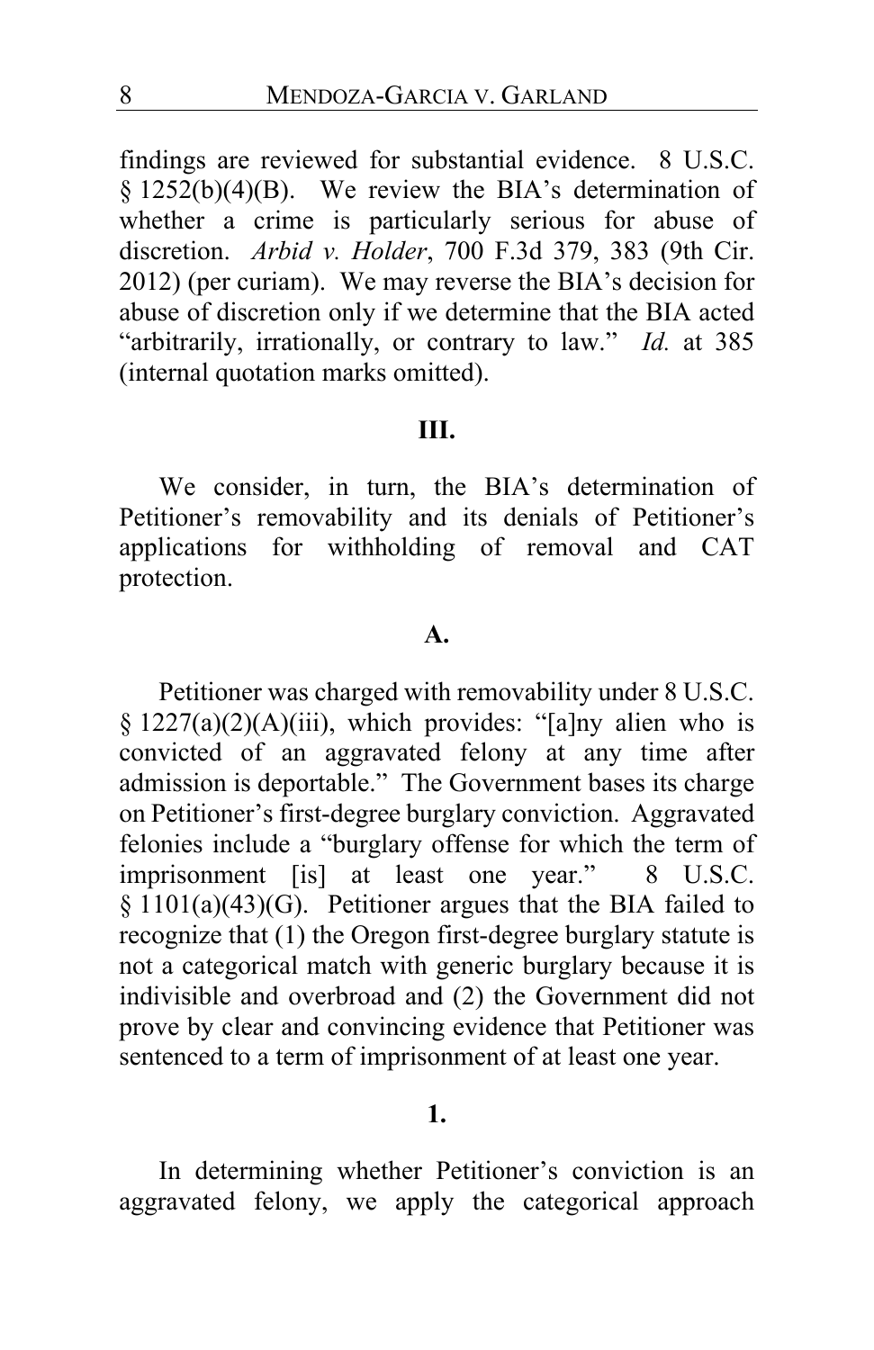findings are reviewed for substantial evidence. 8 U.S.C. § 1252(b)(4)(B). We review the BIA's determination of whether a crime is particularly serious for abuse of discretion. *Arbid v. Holder*, 700 F.3d 379, 383 (9th Cir. 2012) (per curiam). We may reverse the BIA's decision for abuse of discretion only if we determine that the BIA acted "arbitrarily, irrationally, or contrary to law." *Id.* at 385 (internal quotation marks omitted).

## III.

We consider, in turn, the BIA's determination of Petitioner's removability and its denials of Petitioner's applications for withholding of removal and CAT protection.

### A.

Petitioner was charged with removability under 8 U.S.C. § 1227(a)(2)(A)(iii), which provides: "[a]ny alien who is convicted of an aggravated felony at any time after admission is deportable." The Government bases its charge on Petitioner's first-degree burglary conviction. Aggravated felonies include a "burglary offense for which the term of imprisonment [is] at least one year." 8 U.S.C. § 1101(a)(43)(G). Petitioner argues that the BIA failed to recognize that (1) the Oregon first-degree burglary statute is not a categorical match with generic burglary because it is indivisible and overbroad and (2) the Government did not prove by clear and convincing evidence that Petitioner was sentenced to a term of imprisonment of at least one year.

#### 1.

In determining whether Petitioner's conviction is an aggravated felony, we apply the categorical approach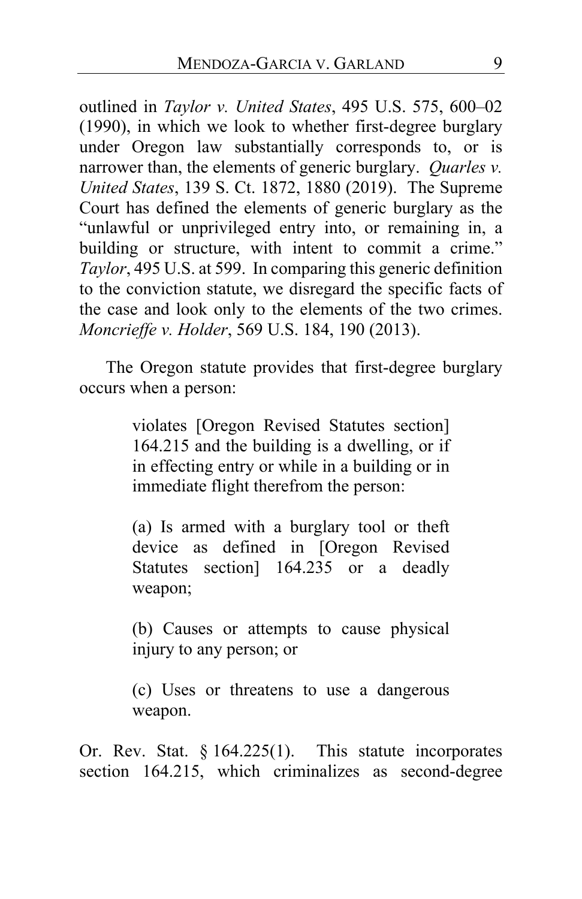outlined in *Taylor v. United States*, 495 U.S. 575, 600–02 (1990), in which we look to whether first-degree burglary under Oregon law substantially corresponds to, or is narrower than, the elements of generic burglary. *Quarles v. United States*, 139 S. Ct. 1872, 1880 (2019). The Supreme Court has defined the elements of generic burglary as the "unlawful or unprivileged entry into, or remaining in, a building or structure, with intent to commit a crime." *Taylor*, 495 U.S. at 599. In comparing this generic definition to the conviction statute, we disregard the specific facts of the case and look only to the elements of the two crimes. *Moncrieffe v. Holder*, 569 U.S. 184, 190 (2013).

The Oregon statute provides that first-degree burglary occurs when a person:

> violates [Oregon Revised Statutes section] 164.215 and the building is a dwelling, or if in effecting entry or while in a building or in immediate flight therefrom the person:
>
> (a) Is armed with a burglary tool or theft device as defined in [Oregon Revised Statutes section] 164.235 or a deadly weapon;
>
> (b) Causes or attempts to cause physical injury to any person; or
>
> (c) Uses or threatens to use a dangerous weapon.

Or. Rev. Stat. § 164.225(1). This statute incorporates section 164.215, which criminalizes as second-degree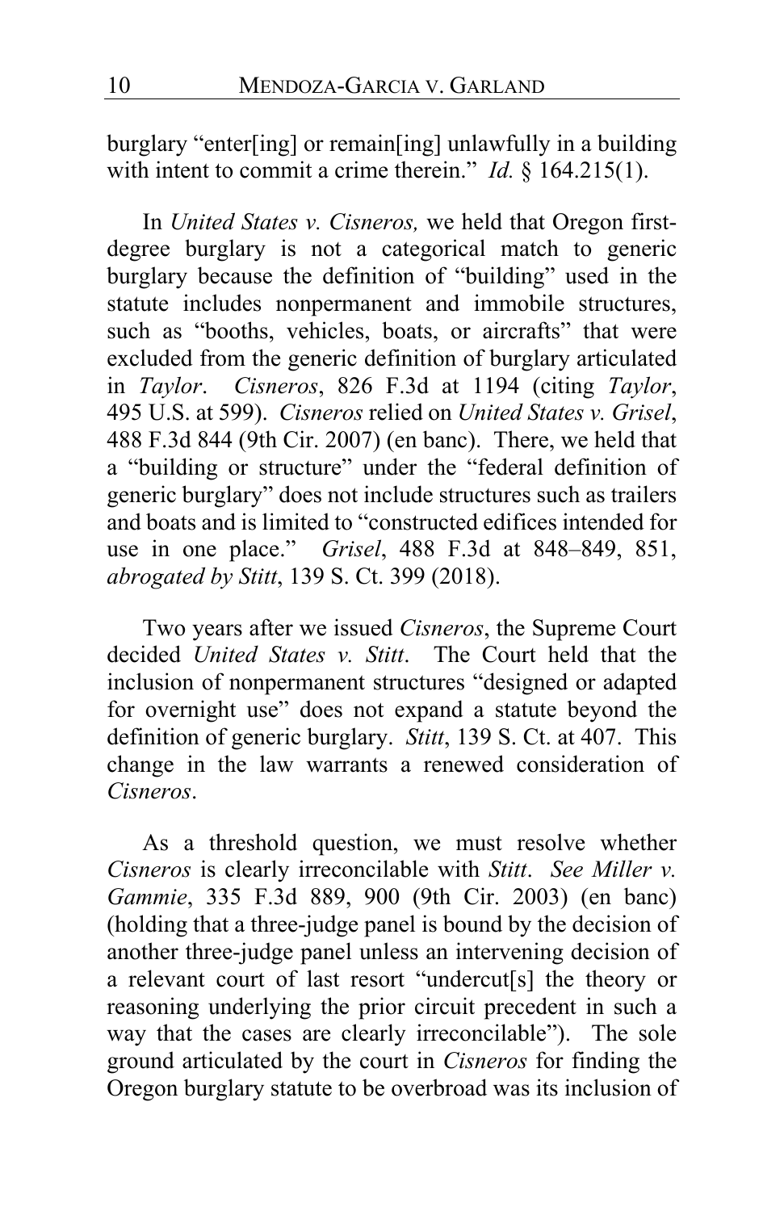burglary "enter[ing] or remain[ing] unlawfully in a building with intent to commit a crime therein." *Id.* § 164.215(1).

In *United States v. Cisneros,* we held that Oregon first-degree burglary is not a categorical match to generic burglary because the definition of "building" used in the statute includes nonpermanent and immobile structures, such as "booths, vehicles, boats, or aircrafts" that were excluded from the generic definition of burglary articulated in *Taylor*. *Cisneros*, 826 F.3d at 1194 (citing *Taylor*, 495 U.S. at 599). *Cisneros* relied on *United States v. Grisel*, 488 F.3d 844 (9th Cir. 2007) (en banc). There, we held that a "building or structure" under the "federal definition of generic burglary" does not include structures such as trailers and boats and is limited to "constructed edifices intended for use in one place." *Grisel*, 488 F.3d at 848–849, 851, *abrogated by Stitt*, 139 S. Ct. 399 (2018).

Two years after we issued *Cisneros*, the Supreme Court decided *United States v. Stitt*. The Court held that the inclusion of nonpermanent structures "designed or adapted for overnight use" does not expand a statute beyond the definition of generic burglary. *Stitt*, 139 S. Ct. at 407. This change in the law warrants a renewed consideration of *Cisneros*.

As a threshold question, we must resolve whether *Cisneros* is clearly irreconcilable with *Stitt*. *See Miller v. Gammie*, 335 F.3d 889, 900 (9th Cir. 2003) (en banc) (holding that a three-judge panel is bound by the decision of another three-judge panel unless an intervening decision of a relevant court of last resort "undercut[s] the theory or reasoning underlying the prior circuit precedent in such a way that the cases are clearly irreconcilable"). The sole ground articulated by the court in *Cisneros* for finding the Oregon burglary statute to be overbroad was its inclusion of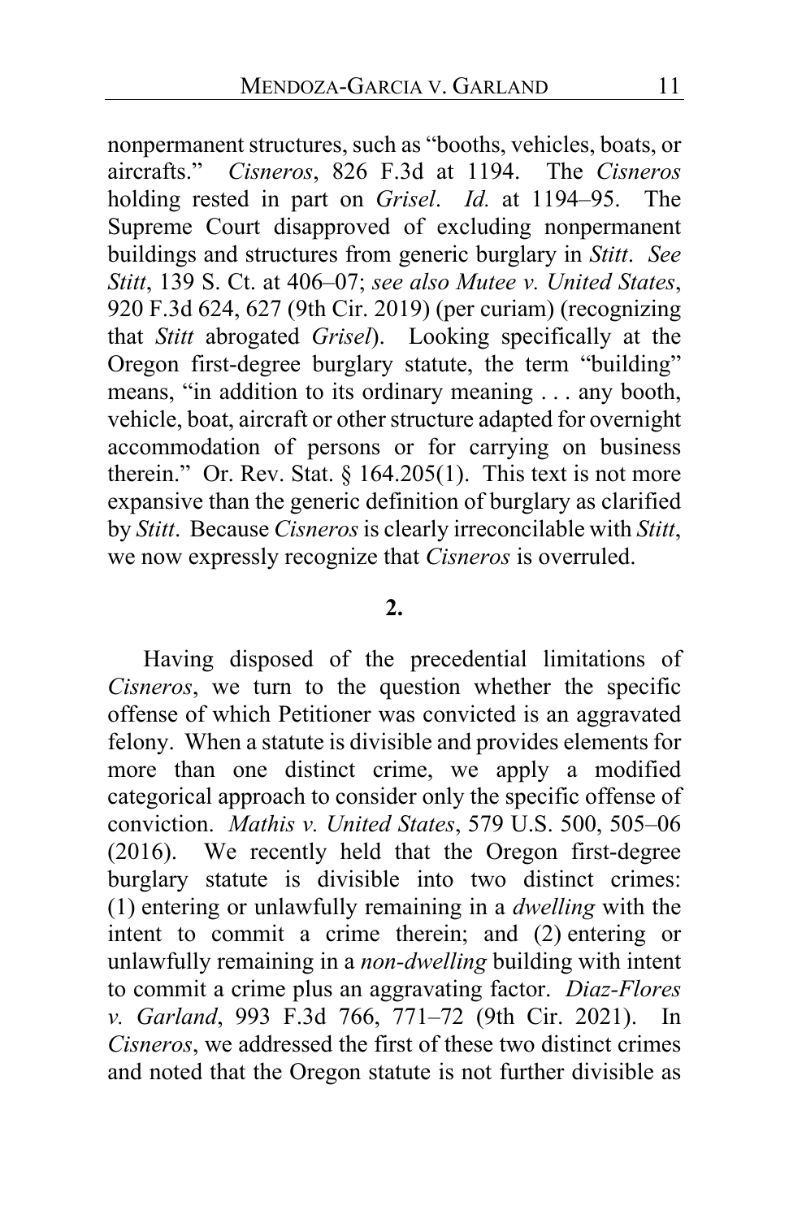nonpermanent structures, such as "booths, vehicles, boats, or aircrafts." *Cisneros*, 826 F.3d at 1194. The *Cisneros* holding rested in part on *Grisel*. *Id.* at 1194–95. The Supreme Court disapproved of excluding nonpermanent buildings and structures from generic burglary in *Stitt*. *See Stitt*, 139 S. Ct. at 406–07; *see also Mutee v. United States*, 920 F.3d 624, 627 (9th Cir. 2019) (per curiam) (recognizing that *Stitt* abrogated *Grisel*). Looking specifically at the Oregon first-degree burglary statute, the term "building" means, "in addition to its ordinary meaning . . . any booth, vehicle, boat, aircraft or other structure adapted for overnight accommodation of persons or for carrying on business therein." Or. Rev. Stat. § 164.205(1). This text is not more expansive than the generic definition of burglary as clarified by *Stitt*. Because *Cisneros* is clearly irreconcilable with *Stitt*, we now expressly recognize that *Cisneros* is overruled.

**2.**

Having disposed of the precedential limitations of *Cisneros*, we turn to the question whether the specific offense of which Petitioner was convicted is an aggravated felony. When a statute is divisible and provides elements for more than one distinct crime, we apply a modified categorical approach to consider only the specific offense of conviction. *Mathis v. United States*, 579 U.S. 500, 505–06 (2016). We recently held that the Oregon first-degree burglary statute is divisible into two distinct crimes: (1) entering or unlawfully remaining in a *dwelling* with the intent to commit a crime therein; and (2) entering or unlawfully remaining in a *non-dwelling* building with intent to commit a crime plus an aggravating factor. *Diaz-Flores v. Garland*, 993 F.3d 766, 771–72 (9th Cir. 2021). In *Cisneros*, we addressed the first of these two distinct crimes and noted that the Oregon statute is not further divisible as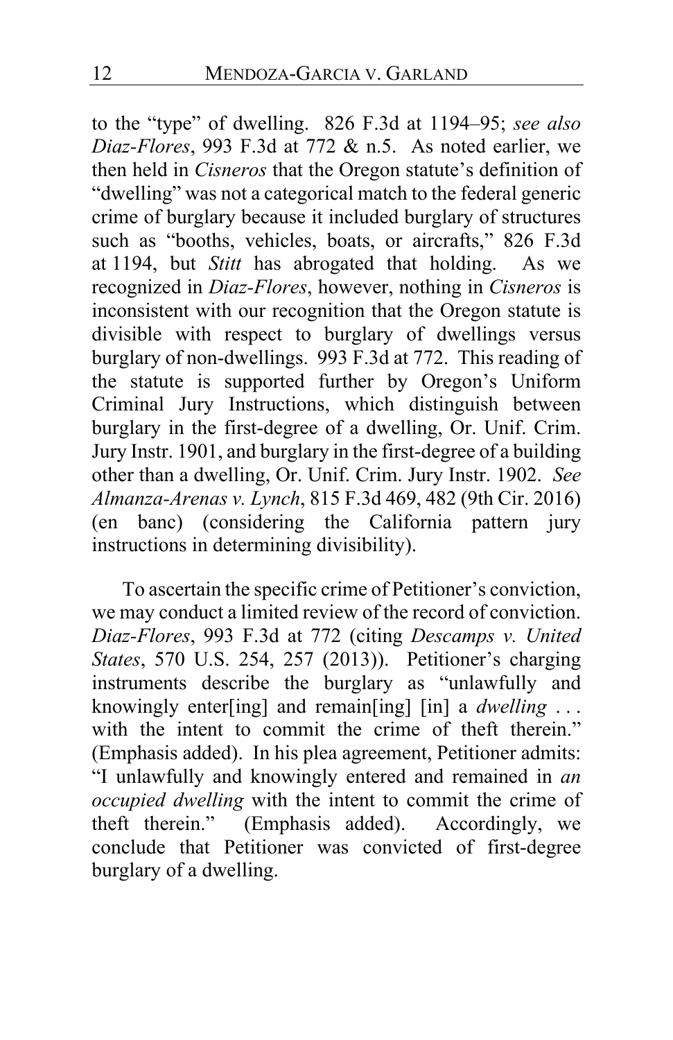to the "type" of dwelling. 826 F.3d at 1194–95; *see also Diaz-Flores*, 993 F.3d at 772 & n.5. As noted earlier, we then held in *Cisneros* that the Oregon statute's definition of "dwelling" was not a categorical match to the federal generic crime of burglary because it included burglary of structures such as "booths, vehicles, boats, or aircrafts," 826 F.3d at 1194, but *Stitt* has abrogated that holding. As we recognized in *Diaz-Flores*, however, nothing in *Cisneros* is inconsistent with our recognition that the Oregon statute is divisible with respect to burglary of dwellings versus burglary of non-dwellings. 993 F.3d at 772. This reading of the statute is supported further by Oregon's Uniform Criminal Jury Instructions, which distinguish between burglary in the first-degree of a dwelling, Or. Unif. Crim. Jury Instr. 1901, and burglary in the first-degree of a building other than a dwelling, Or. Unif. Crim. Jury Instr. 1902. *See Almanza-Arenas v. Lynch*, 815 F.3d 469, 482 (9th Cir. 2016) (en banc) (considering the California pattern jury instructions in determining divisibility).

To ascertain the specific crime of Petitioner's conviction, we may conduct a limited review of the record of conviction. *Diaz-Flores*, 993 F.3d at 772 (citing *Descamps v. United States*, 570 U.S. 254, 257 (2013)). Petitioner's charging instruments describe the burglary as "unlawfully and knowingly enter[ing] and remain[ing] [in] a *dwelling* . . . with the intent to commit the crime of theft therein." (Emphasis added). In his plea agreement, Petitioner admits: "I unlawfully and knowingly entered and remained in *an occupied dwelling* with the intent to commit the crime of theft therein." (Emphasis added). Accordingly, we conclude that Petitioner was convicted of first-degree burglary of a dwelling.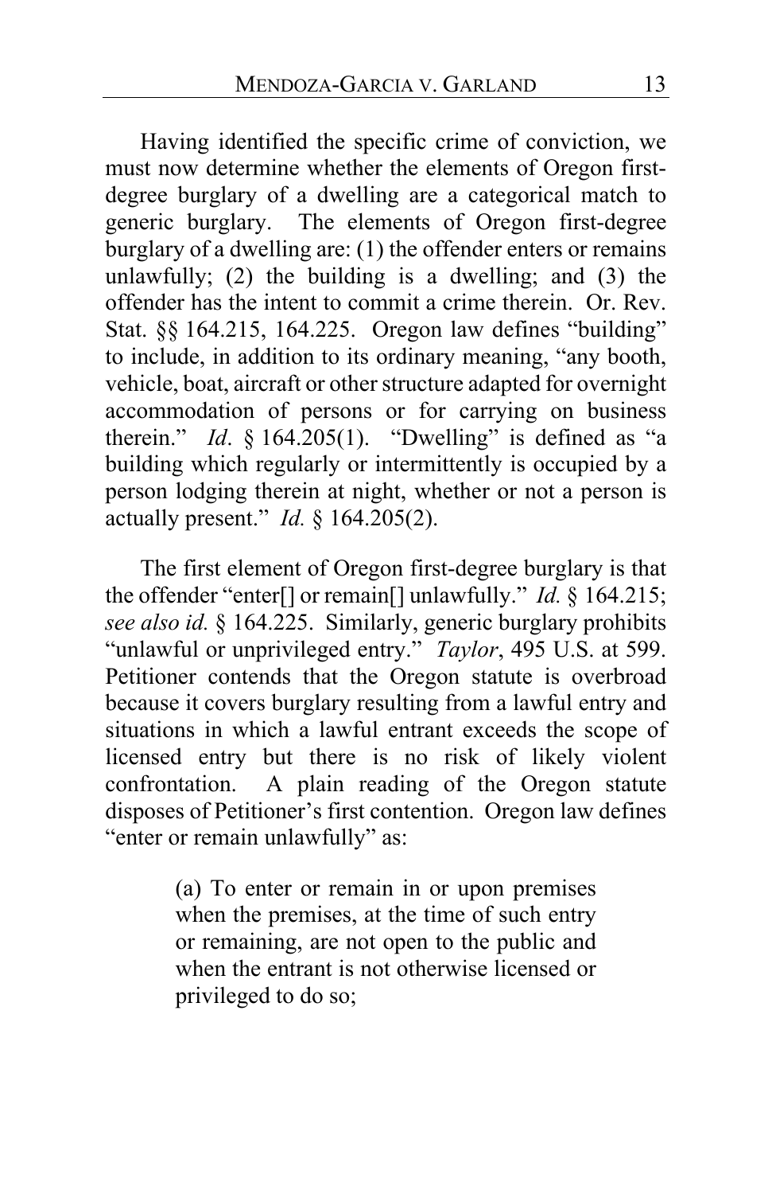Having identified the specific crime of conviction, we must now determine whether the elements of Oregon first-degree burglary of a dwelling are a categorical match to generic burglary. The elements of Oregon first-degree burglary of a dwelling are: (1) the offender enters or remains unlawfully; (2) the building is a dwelling; and (3) the offender has the intent to commit a crime therein. Or. Rev. Stat. §§ 164.215, 164.225. Oregon law defines "building" to include, in addition to its ordinary meaning, "any booth, vehicle, boat, aircraft or other structure adapted for overnight accommodation of persons or for carrying on business therein." *Id*. § 164.205(1). "Dwelling" is defined as "a building which regularly or intermittently is occupied by a person lodging therein at night, whether or not a person is actually present." *Id.* § 164.205(2).

The first element of Oregon first-degree burglary is that the offender "enter[] or remain[] unlawfully." *Id.* § 164.215; *see also id.* § 164.225. Similarly, generic burglary prohibits "unlawful or unprivileged entry." *Taylor*, 495 U.S. at 599. Petitioner contends that the Oregon statute is overbroad because it covers burglary resulting from a lawful entry and situations in which a lawful entrant exceeds the scope of licensed entry but there is no risk of likely violent confrontation. A plain reading of the Oregon statute disposes of Petitioner's first contention. Oregon law defines "enter or remain unlawfully" as:

> (a) To enter or remain in or upon premises when the premises, at the time of such entry or remaining, are not open to the public and when the entrant is not otherwise licensed or privileged to do so;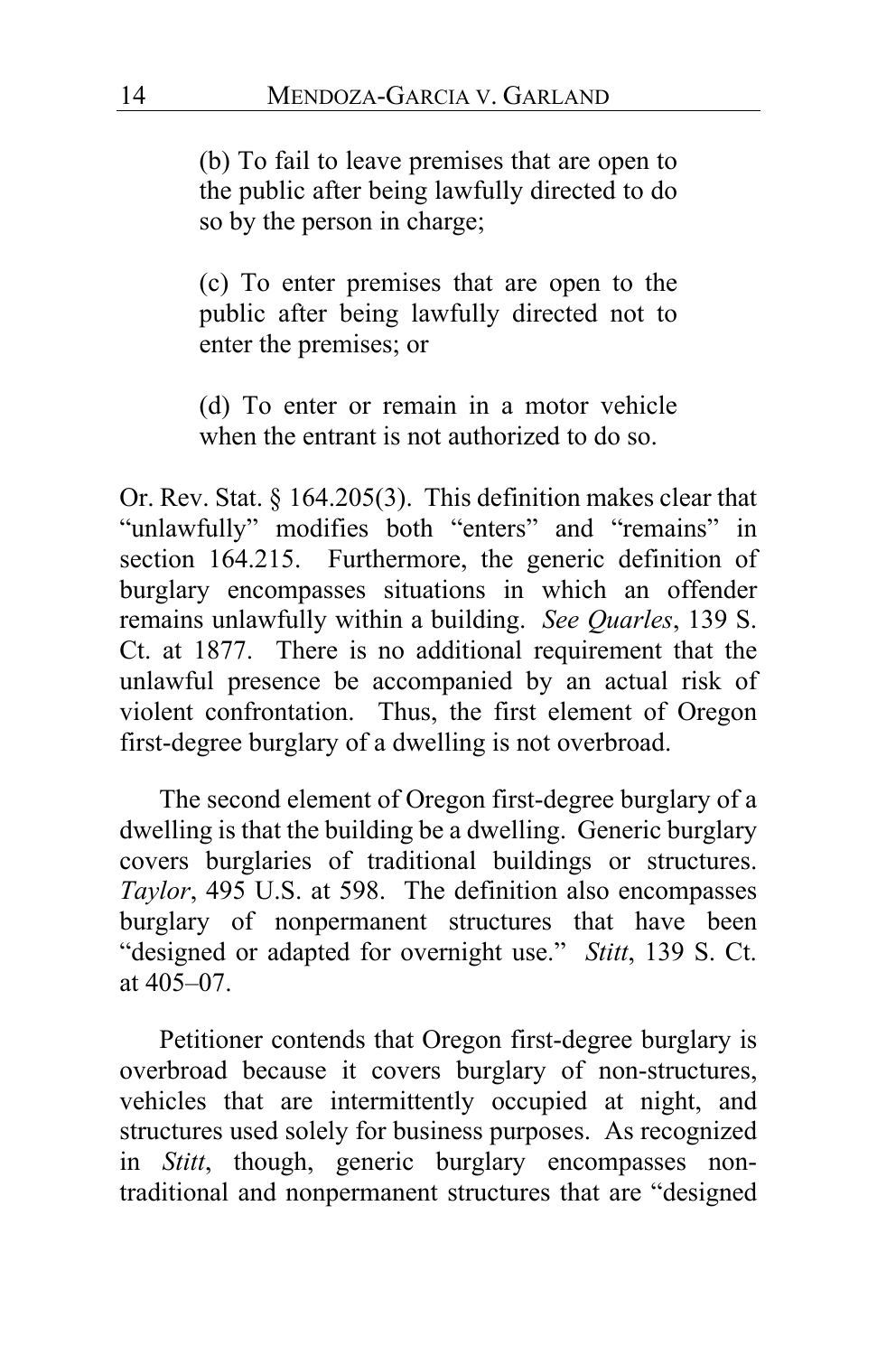> (b) To fail to leave premises that are open to the public after being lawfully directed to do so by the person in charge;
>
> (c) To enter premises that are open to the public after being lawfully directed not to enter the premises; or
>
> (d) To enter or remain in a motor vehicle when the entrant is not authorized to do so.

Or. Rev. Stat. § 164.205(3). This definition makes clear that "unlawfully" modifies both "enters" and "remains" in section 164.215. Furthermore, the generic definition of burglary encompasses situations in which an offender remains unlawfully within a building. *See Quarles*, 139 S. Ct. at 1877. There is no additional requirement that the unlawful presence be accompanied by an actual risk of violent confrontation. Thus, the first element of Oregon first-degree burglary of a dwelling is not overbroad.

The second element of Oregon first-degree burglary of a dwelling is that the building be a dwelling. Generic burglary covers burglaries of traditional buildings or structures. *Taylor*, 495 U.S. at 598. The definition also encompasses burglary of nonpermanent structures that have been "designed or adapted for overnight use." *Stitt*, 139 S. Ct. at 405–07.

Petitioner contends that Oregon first-degree burglary is overbroad because it covers burglary of non-structures, vehicles that are intermittently occupied at night, and structures used solely for business purposes. As recognized in *Stitt*, though, generic burglary encompasses non-traditional and nonpermanent structures that are "designed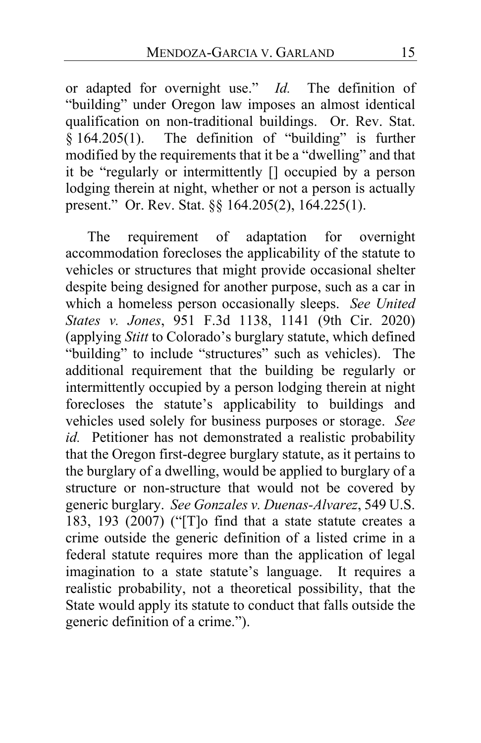or adapted for overnight use." *Id.* The definition of "building" under Oregon law imposes an almost identical qualification on non-traditional buildings. Or. Rev. Stat. § 164.205(1). The definition of "building" is further modified by the requirements that it be a "dwelling" and that it be "regularly or intermittently [] occupied by a person lodging therein at night, whether or not a person is actually present." Or. Rev. Stat. §§ 164.205(2), 164.225(1).

The requirement of adaptation for overnight accommodation forecloses the applicability of the statute to vehicles or structures that might provide occasional shelter despite being designed for another purpose, such as a car in which a homeless person occasionally sleeps. *See United States v. Jones*, 951 F.3d 1138, 1141 (9th Cir. 2020) (applying *Stitt* to Colorado's burglary statute, which defined "building" to include "structures" such as vehicles). The additional requirement that the building be regularly or intermittently occupied by a person lodging therein at night forecloses the statute's applicability to buildings and vehicles used solely for business purposes or storage. *See id.* Petitioner has not demonstrated a realistic probability that the Oregon first-degree burglary statute, as it pertains to the burglary of a dwelling, would be applied to burglary of a structure or non-structure that would not be covered by generic burglary. *See Gonzales v. Duenas-Alvarez*, 549 U.S. 183, 193 (2007) ("[T]o find that a state statute creates a crime outside the generic definition of a listed crime in a federal statute requires more than the application of legal imagination to a state statute's language. It requires a realistic probability, not a theoretical possibility, that the State would apply its statute to conduct that falls outside the generic definition of a crime.").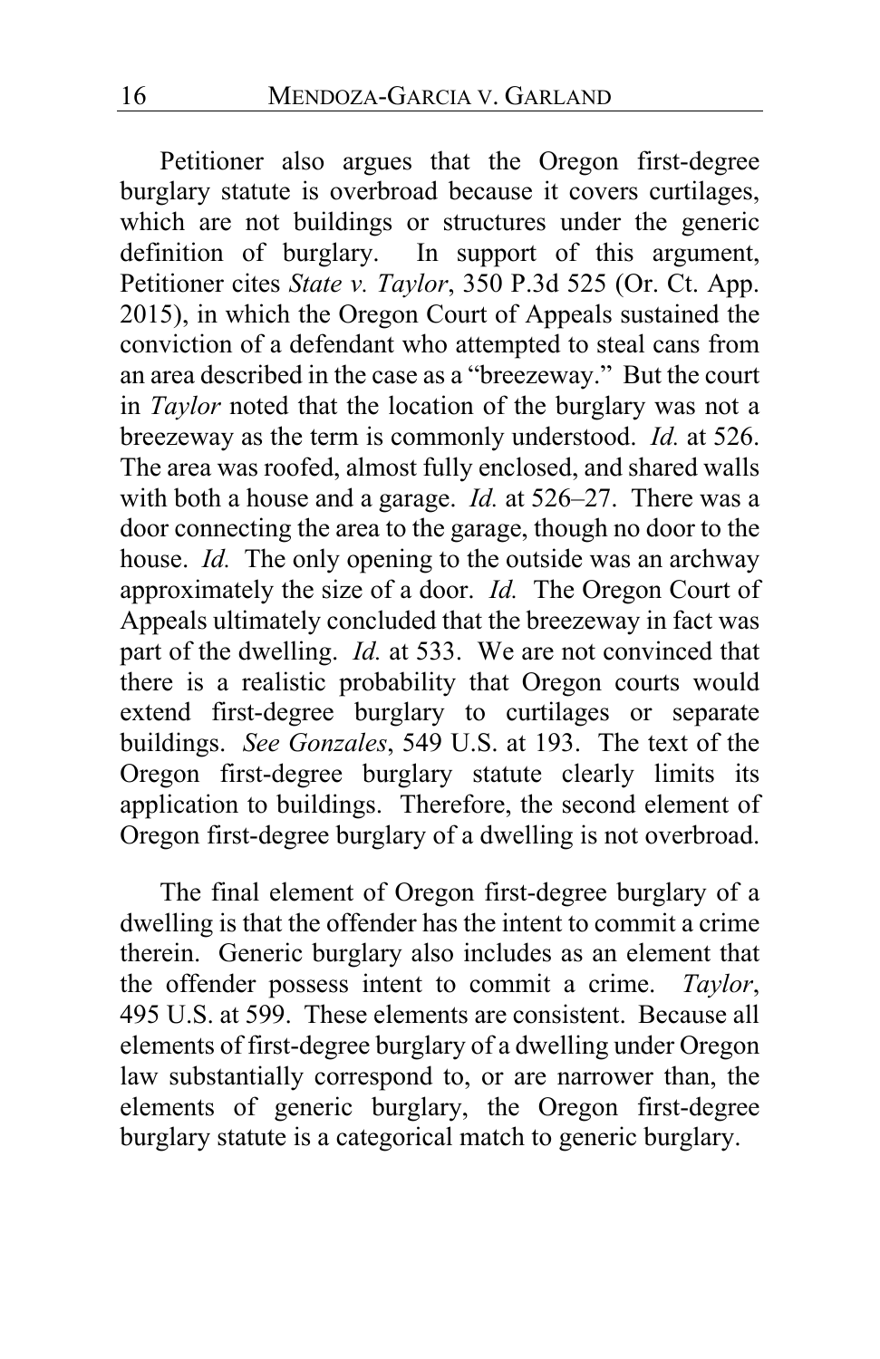Petitioner also argues that the Oregon first-degree burglary statute is overbroad because it covers curtilages, which are not buildings or structures under the generic definition of burglary. In support of this argument, Petitioner cites *State v. Taylor*, 350 P.3d 525 (Or. Ct. App. 2015), in which the Oregon Court of Appeals sustained the conviction of a defendant who attempted to steal cans from an area described in the case as a "breezeway." But the court in *Taylor* noted that the location of the burglary was not a breezeway as the term is commonly understood. *Id.* at 526. The area was roofed, almost fully enclosed, and shared walls with both a house and a garage. *Id.* at 526–27. There was a door connecting the area to the garage, though no door to the house. *Id.* The only opening to the outside was an archway approximately the size of a door. *Id.* The Oregon Court of Appeals ultimately concluded that the breezeway in fact was part of the dwelling. *Id.* at 533. We are not convinced that there is a realistic probability that Oregon courts would extend first-degree burglary to curtilages or separate buildings. *See Gonzales*, 549 U.S. at 193. The text of the Oregon first-degree burglary statute clearly limits its application to buildings. Therefore, the second element of Oregon first-degree burglary of a dwelling is not overbroad.

The final element of Oregon first-degree burglary of a dwelling is that the offender has the intent to commit a crime therein. Generic burglary also includes as an element that the offender possess intent to commit a crime. *Taylor*, 495 U.S. at 599. These elements are consistent. Because all elements of first-degree burglary of a dwelling under Oregon law substantially correspond to, or are narrower than, the elements of generic burglary, the Oregon first-degree burglary statute is a categorical match to generic burglary.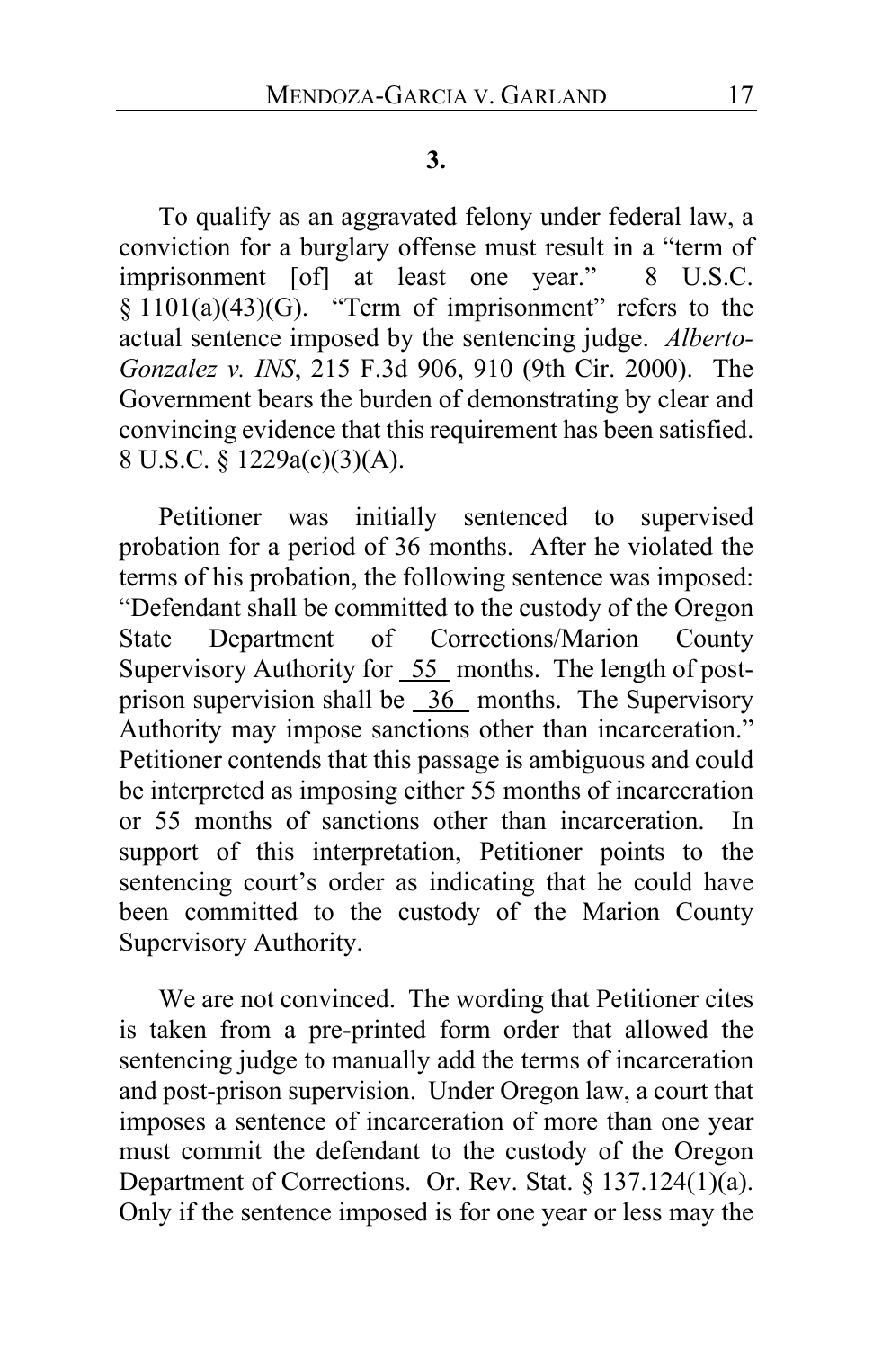**3.**

To qualify as an aggravated felony under federal law, a conviction for a burglary offense must result in a "term of imprisonment [of] at least one year." 8 U.S.C. § 1101(a)(43)(G). "Term of imprisonment" refers to the actual sentence imposed by the sentencing judge. *Alberto-Gonzalez v. INS*, 215 F.3d 906, 910 (9th Cir. 2000). The Government bears the burden of demonstrating by clear and convincing evidence that this requirement has been satisfied. 8 U.S.C. § 1229a(c)(3)(A).

Petitioner was initially sentenced to supervised probation for a period of 36 months. After he violated the terms of his probation, the following sentence was imposed: "Defendant shall be committed to the custody of the Oregon State Department of Corrections/Marion County Supervisory Authority for 55 months. The length of post-prison supervision shall be 36 months. The Supervisory Authority may impose sanctions other than incarceration." Petitioner contends that this passage is ambiguous and could be interpreted as imposing either 55 months of incarceration or 55 months of sanctions other than incarceration. In support of this interpretation, Petitioner points to the sentencing court's order as indicating that he could have been committed to the custody of the Marion County Supervisory Authority.

We are not convinced. The wording that Petitioner cites is taken from a pre-printed form order that allowed the sentencing judge to manually add the terms of incarceration and post-prison supervision. Under Oregon law, a court that imposes a sentence of incarceration of more than one year must commit the defendant to the custody of the Oregon Department of Corrections. Or. Rev. Stat. § 137.124(1)(a). Only if the sentence imposed is for one year or less may the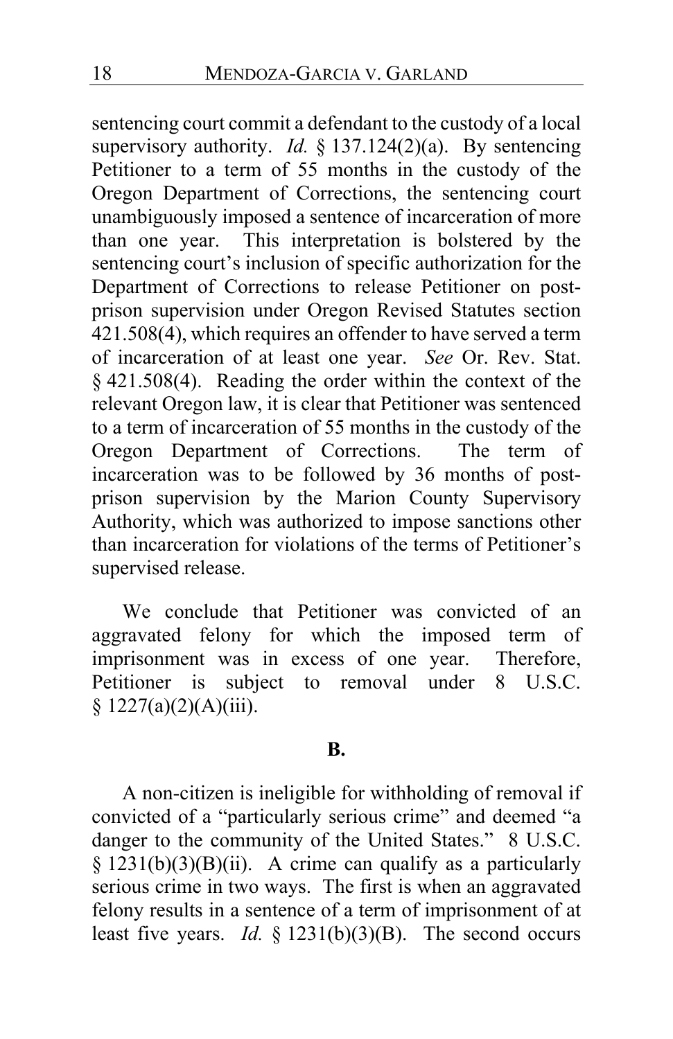sentencing court commit a defendant to the custody of a local supervisory authority. *Id.* § 137.124(2)(a). By sentencing Petitioner to a term of 55 months in the custody of the Oregon Department of Corrections, the sentencing court unambiguously imposed a sentence of incarceration of more than one year. This interpretation is bolstered by the sentencing court's inclusion of specific authorization for the Department of Corrections to release Petitioner on post-prison supervision under Oregon Revised Statutes section 421.508(4), which requires an offender to have served a term of incarceration of at least one year. *See* Or. Rev. Stat. § 421.508(4). Reading the order within the context of the relevant Oregon law, it is clear that Petitioner was sentenced to a term of incarceration of 55 months in the custody of the Oregon Department of Corrections. The term of incarceration was to be followed by 36 months of post-prison supervision by the Marion County Supervisory Authority, which was authorized to impose sanctions other than incarceration for violations of the terms of Petitioner's supervised release.

We conclude that Petitioner was convicted of an aggravated felony for which the imposed term of imprisonment was in excess of one year. Therefore, Petitioner is subject to removal under 8 U.S.C. § 1227(a)(2)(A)(iii).

**B.**

A non-citizen is ineligible for withholding of removal if convicted of a "particularly serious crime" and deemed "a danger to the community of the United States." 8 U.S.C. § 1231(b)(3)(B)(ii). A crime can qualify as a particularly serious crime in two ways. The first is when an aggravated felony results in a sentence of a term of imprisonment of at least five years. *Id.* § 1231(b)(3)(B). The second occurs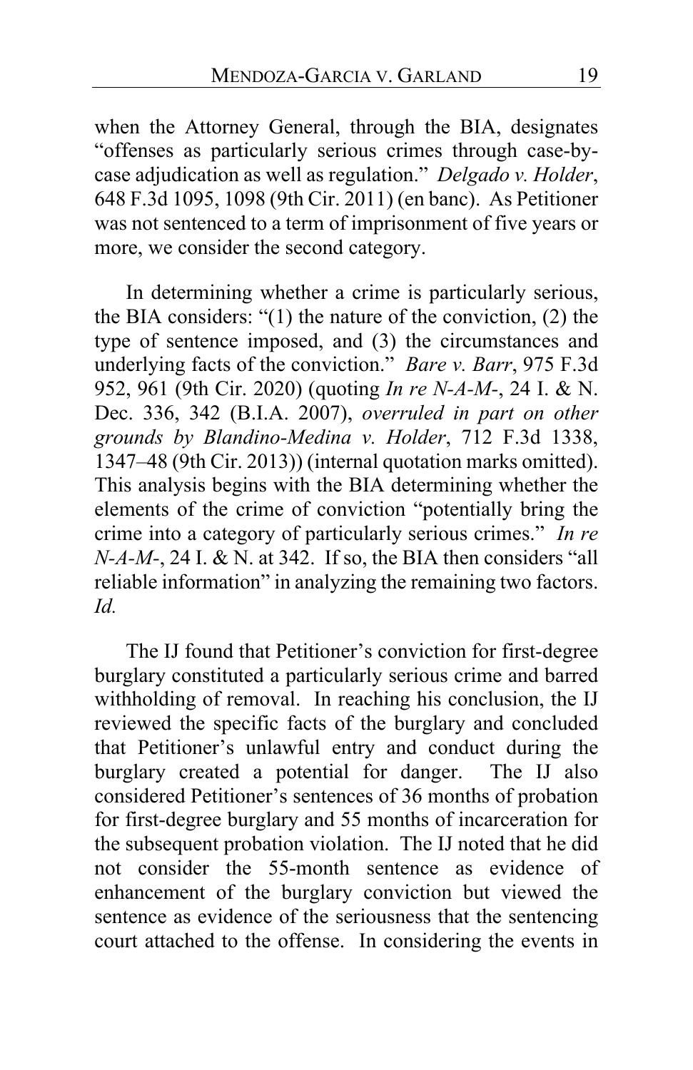when the Attorney General, through the BIA, designates "offenses as particularly serious crimes through case-by-case adjudication as well as regulation." *Delgado v. Holder*, 648 F.3d 1095, 1098 (9th Cir. 2011) (en banc). As Petitioner was not sentenced to a term of imprisonment of five years or more, we consider the second category.

In determining whether a crime is particularly serious, the BIA considers: "(1) the nature of the conviction, (2) the type of sentence imposed, and (3) the circumstances and underlying facts of the conviction." *Bare v. Barr*, 975 F.3d 952, 961 (9th Cir. 2020) (quoting *In re N-A-M-*, 24 I. & N. Dec. 336, 342 (B.I.A. 2007), *overruled in part on other grounds by Blandino-Medina v. Holder*, 712 F.3d 1338, 1347–48 (9th Cir. 2013)) (internal quotation marks omitted). This analysis begins with the BIA determining whether the elements of the crime of conviction "potentially bring the crime into a category of particularly serious crimes." *In re N-A-M-*, 24 I. & N. at 342. If so, the BIA then considers "all reliable information" in analyzing the remaining two factors. *Id.*

The IJ found that Petitioner's conviction for first-degree burglary constituted a particularly serious crime and barred withholding of removal. In reaching his conclusion, the IJ reviewed the specific facts of the burglary and concluded that Petitioner's unlawful entry and conduct during the burglary created a potential for danger. The IJ also considered Petitioner's sentences of 36 months of probation for first-degree burglary and 55 months of incarceration for the subsequent probation violation. The IJ noted that he did not consider the 55-month sentence as evidence of enhancement of the burglary conviction but viewed the sentence as evidence of the seriousness that the sentencing court attached to the offense. In considering the events in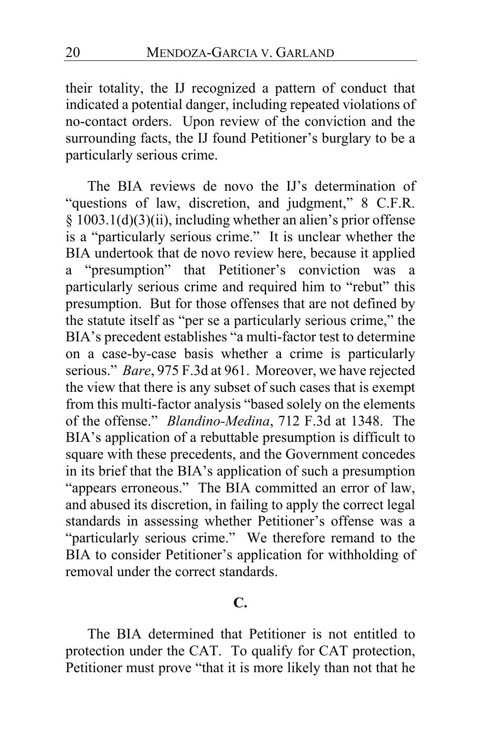their totality, the IJ recognized a pattern of conduct that indicated a potential danger, including repeated violations of no-contact orders. Upon review of the conviction and the surrounding facts, the IJ found Petitioner's burglary to be a particularly serious crime.

The BIA reviews de novo the IJ's determination of "questions of law, discretion, and judgment," 8 C.F.R. § 1003.1(d)(3)(ii), including whether an alien's prior offense is a "particularly serious crime." It is unclear whether the BIA undertook that de novo review here, because it applied a "presumption" that Petitioner's conviction was a particularly serious crime and required him to "rebut" this presumption. But for those offenses that are not defined by the statute itself as "per se a particularly serious crime," the BIA's precedent establishes "a multi-factor test to determine on a case-by-case basis whether a crime is particularly serious." *Bare*, 975 F.3d at 961. Moreover, we have rejected the view that there is any subset of such cases that is exempt from this multi-factor analysis "based solely on the elements of the offense." *Blandino-Medina*, 712 F.3d at 1348. The BIA's application of a rebuttable presumption is difficult to square with these precedents, and the Government concedes in its brief that the BIA's application of such a presumption "appears erroneous." The BIA committed an error of law, and abused its discretion, in failing to apply the correct legal standards in assessing whether Petitioner's offense was a "particularly serious crime." We therefore remand to the BIA to consider Petitioner's application for withholding of removal under the correct standards.

## C.

The BIA determined that Petitioner is not entitled to protection under the CAT. To qualify for CAT protection, Petitioner must prove "that it is more likely than not that he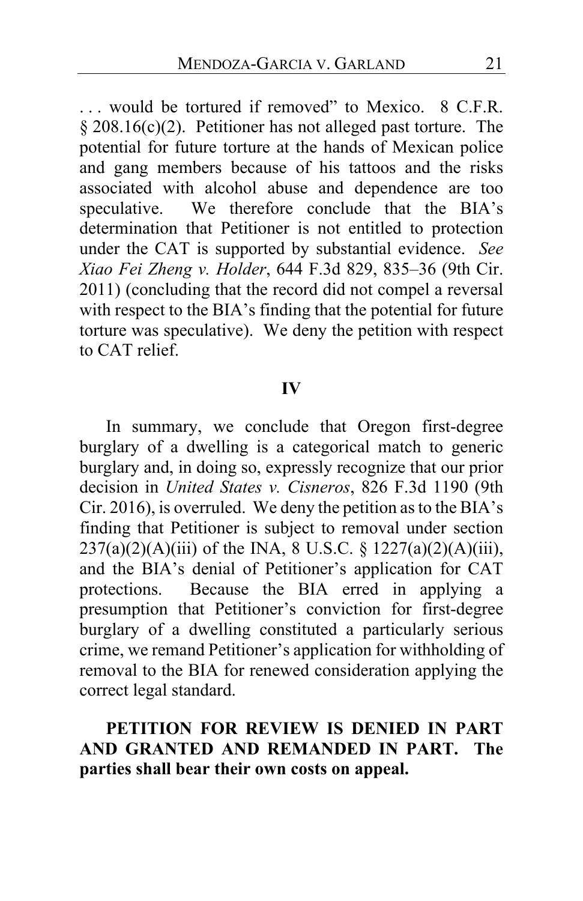. . . would be tortured if removed" to Mexico. 8 C.F.R. § 208.16(c)(2). Petitioner has not alleged past torture. The potential for future torture at the hands of Mexican police and gang members because of his tattoos and the risks associated with alcohol abuse and dependence are too speculative. We therefore conclude that the BIA's determination that Petitioner is not entitled to protection under the CAT is supported by substantial evidence. *See Xiao Fei Zheng v. Holder*, 644 F.3d 829, 835–36 (9th Cir. 2011) (concluding that the record did not compel a reversal with respect to the BIA's finding that the potential for future torture was speculative). We deny the petition with respect to CAT relief.

## IV

In summary, we conclude that Oregon first-degree burglary of a dwelling is a categorical match to generic burglary and, in doing so, expressly recognize that our prior decision in *United States v. Cisneros*, 826 F.3d 1190 (9th Cir. 2016), is overruled. We deny the petition as to the BIA's finding that Petitioner is subject to removal under section 237(a)(2)(A)(iii) of the INA, 8 U.S.C. § 1227(a)(2)(A)(iii), and the BIA's denial of Petitioner's application for CAT protections. Because the BIA erred in applying a presumption that Petitioner's conviction for first-degree burglary of a dwelling constituted a particularly serious crime, we remand Petitioner's application for withholding of removal to the BIA for renewed consideration applying the correct legal standard.

**PETITION FOR REVIEW IS DENIED IN PART AND GRANTED AND REMANDED IN PART. The parties shall bear their own costs on appeal.**